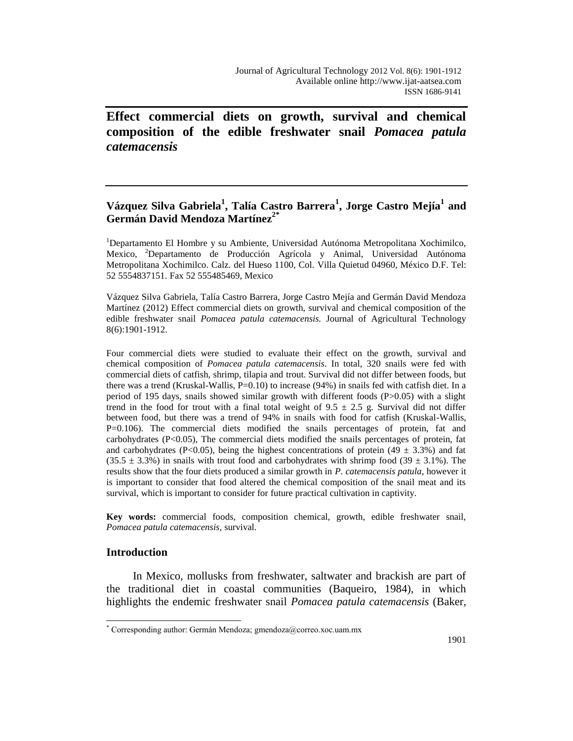# Effect commercial diets on growth, survival and chemical composition of the edible freshwater snail *Pomacea patula catemacensis*

**Vázquez Silva Gabriela[1], Talía Castro Barrera[1], Jorge Castro Mejía[1] and Germán David Mendoza Martínez[2*]**

[1]Departamento El Hombre y su Ambiente, Universidad Autónoma Metropolitana Xochimilco, Mexico, [2]Departamento de Producción Agrícola y Animal, Universidad Autónoma Metropolitana Xochimilco. Calz. del Hueso 1100, Col. Villa Quietud 04960, México D.F. Tel: 52 5554837151. Fax 52 555485469, Mexico

Vázquez Silva Gabriela, Talía Castro Barrera, Jorge Castro Mejía and Germán David Mendoza Martínez (2012) Effect commercial diets on growth, survival and chemical composition of the edible freshwater snail *Pomacea patula catemacensis.* Journal of Agricultural Technology 8(6):1901-1912.

Four commercial diets were studied to evaluate their effect on the growth, survival and chemical composition of *Pomacea patula catemacensis*. In total, 320 snails were fed with commercial diets of catfish, shrimp, tilapia and trout. Survival did not differ between foods, but there was a trend (Kruskal-Wallis, P=0.10) to increase (94%) in snails fed with catfish diet. In a period of 195 days, snails showed similar growth with different foods (P>0.05) with a slight trend in the food for trout with a final total weight of 9.5 ± 2.5 g. Survival did not differ between food, but there was a trend of 94% in snails with food for catfish (Kruskal-Wallis, P=0.106). The commercial diets modified the snails percentages of protein, fat and carbohydrates (P<0.05), The commercial diets modified the snails percentages of protein, fat and carbohydrates (P<0.05), being the highest concentrations of protein (49 ± 3.3%) and fat (35.5 ± 3.3%) in snails with trout food and carbohydrates with shrimp food (39 ± 3.1%). The results show that the four diets produced a similar growth in *P. catemacensis patula*, however it is important to consider that food altered the chemical composition of the snail meat and its survival, which is important to consider for future practical cultivation in captivity.

**Key words:** commercial foods, composition chemical, growth, edible freshwater snail, *Pomacea patula catemacensis*, survival.

## Introduction

In Mexico, mollusks from freshwater, saltwater and brackish are part of the traditional diet in coastal communities (Baqueiro, 1984), in which highlights the endemic freshwater snail *Pomacea patula catemacensis* (Baker,

---

[*] Corresponding author: Germán Mendoza; gmendoza@correo.xoc.uam.mx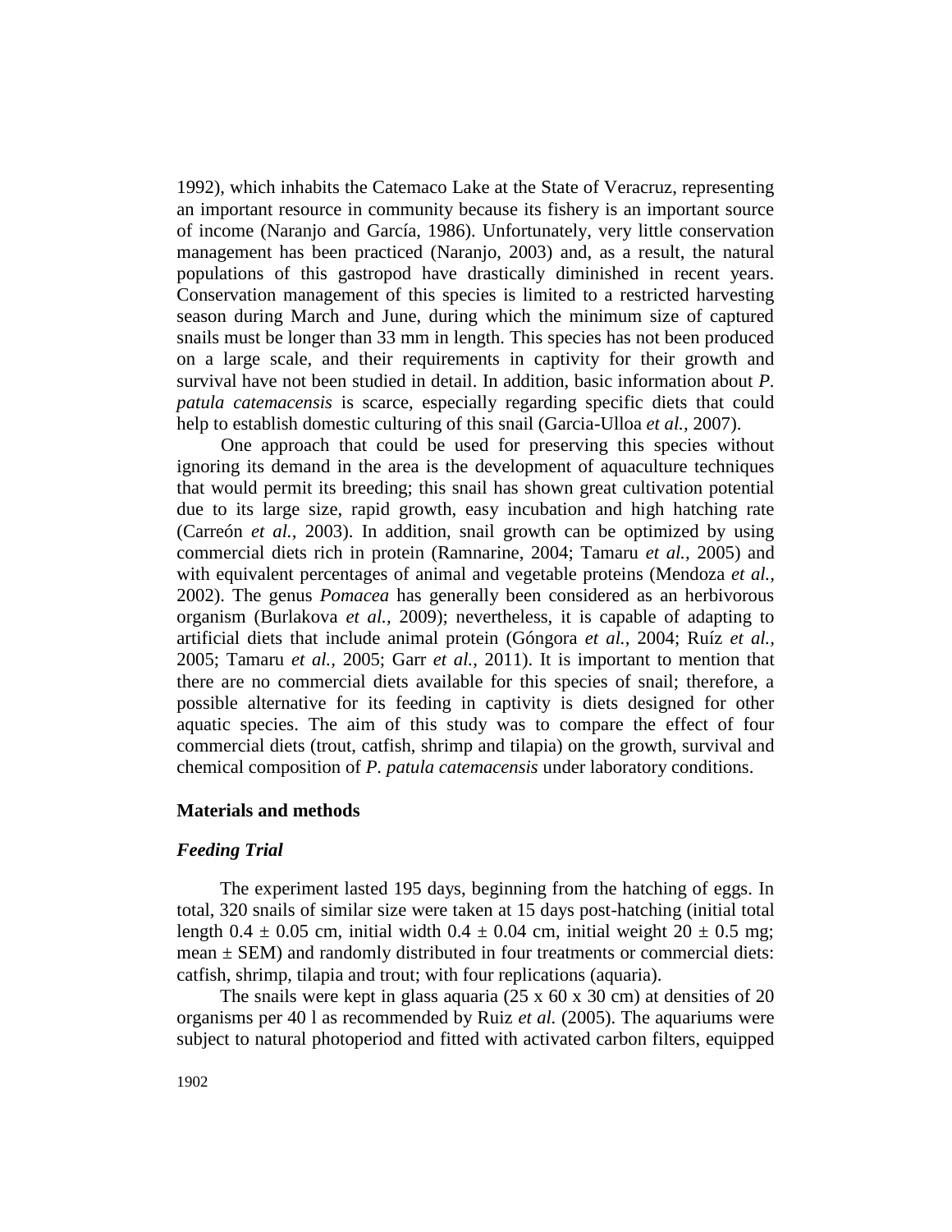1992), which inhabits the Catemaco Lake at the State of Veracruz, representing an important resource in community because its fishery is an important source of income (Naranjo and García, 1986). Unfortunately, very little conservation management has been practiced (Naranjo, 2003) and, as a result, the natural populations of this gastropod have drastically diminished in recent years. Conservation management of this species is limited to a restricted harvesting season during March and June, during which the minimum size of captured snails must be longer than 33 mm in length. This species has not been produced on a large scale, and their requirements in captivity for their growth and survival have not been studied in detail. In addition, basic information about *P. patula catemacensis* is scarce, especially regarding specific diets that could help to establish domestic culturing of this snail (Garcia-Ulloa *et al.,* 2007).

One approach that could be used for preserving this species without ignoring its demand in the area is the development of aquaculture techniques that would permit its breeding; this snail has shown great cultivation potential due to its large size, rapid growth, easy incubation and high hatching rate (Carreón *et al.,* 2003). In addition, snail growth can be optimized by using commercial diets rich in protein (Ramnarine, 2004; Tamaru *et al.,* 2005) and with equivalent percentages of animal and vegetable proteins (Mendoza *et al.,* 2002). The genus *Pomacea* has generally been considered as an herbivorous organism (Burlakova *et al.,* 2009); nevertheless, it is capable of adapting to artificial diets that include animal protein (Góngora *et al.,* 2004; Ruíz *et al.,* 2005; Tamaru *et al.,* 2005; Garr *et al.,* 2011). It is important to mention that there are no commercial diets available for this species of snail; therefore, a possible alternative for its feeding in captivity is diets designed for other aquatic species. The aim of this study was to compare the effect of four commercial diets (trout, catfish, shrimp and tilapia) on the growth, survival and chemical composition of *P. patula catemacensis* under laboratory conditions.

## Materials and methods

### *Feeding Trial*

The experiment lasted 195 days, beginning from the hatching of eggs. In total, 320 snails of similar size were taken at 15 days post-hatching (initial total length $0.4 \pm 0.05$ cm, initial width $0.4 \pm 0.04$ cm, initial weight $20 \pm 0.5$ mg; mean $\pm$ SEM) and randomly distributed in four treatments or commercial diets: catfish, shrimp, tilapia and trout; with four replications (aquaria).

The snails were kept in glass aquaria (25 x 60 x 30 cm) at densities of 20 organisms per 40 l as recommended by Ruiz *et al.* (2005). The aquariums were subject to natural photoperiod and fitted with activated carbon filters, equipped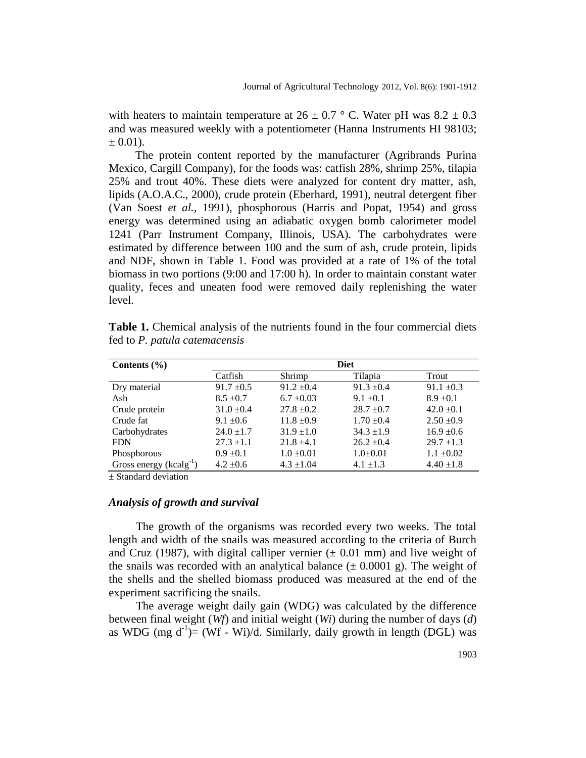with heaters to maintain temperature at $26 \pm 0.7$ ° C. Water pH was $8.2 \pm 0.3$ and was measured weekly with a potentiometer (Hanna Instruments HI 98103; $\pm 0.01$).

The protein content reported by the manufacturer (Agribrands Purina Mexico, Cargill Company), for the foods was: catfish 28%, shrimp 25%, tilapia 25% and trout 40%. These diets were analyzed for content dry matter, ash, lipids (A.O.A.C., 2000), crude protein (Eberhard, 1991), neutral detergent fiber (Van Soest *et al.*, 1991), phosphorous (Harris and Popat, 1954) and gross energy was determined using an adiabatic oxygen bomb calorimeter model 1241 (Parr Instrument Company, Illinois, USA). The carbohydrates were estimated by difference between 100 and the sum of ash, crude protein, lipids and NDF, shown in Table 1. Food was provided at a rate of 1% of the total biomass in two portions (9:00 and 17:00 h). In order to maintain constant water quality, feces and uneaten food were removed daily replenishing the water level.

**Table 1.** Chemical analysis of the nutrients found in the four commercial diets fed to *P. patula catemacensis*

| **Contents (%)** | **Diet** | | | |
|---|---|---|---|---|
| | Catfish | Shrimp | Tilapia | Trout |
| Dry material | 91.7 ±0.5 | 91.2 ±0.4 | 91.3 ±0.4 | 91.1 ±0.3 |
| Ash | 8.5 ±0.7 | 6.7 ±0.03 | 9.1 ±0.1 | 8.9 ±0.1 |
| Crude protein | 31.0 ±0.4 | 27.8 ±0.2 | 28.7 ±0.7 | 42.0 ±0.1 |
| Crude fat | 9.1 ±0.6 | 11.8 ±0.9 | 1.70 ±0.4 | 2.50 ±0.9 |
| Carbohydrates | 24.0 ±1.7 | 31.9 ±1.0 | 34.3 ±1.9 | 16.9 ±0.6 |
| FDN | 27.3 ±1.1 | 21.8 ±4.1 | 26.2 ±0.4 | 29.7 ±1.3 |
| Phosphorous | 0.9 ±0.1 | 1.0 ±0.01 | 1.0±0.01 | 1.1 ±0.02 |
| Gross energy ($kcal g^{-1}$) | 4.2 ±0.6 | 4.3 ±1.04 | 4.1 ±1.3 | 4.40 ±1.8 |

± Standard deviation

### *Analysis of growth and survival*

The growth of the organisms was recorded every two weeks. The total length and width of the snails was measured according to the criteria of Burch and Cruz (1987), with digital calliper vernier (± 0.01 mm) and live weight of the snails was recorded with an analytical balance (± 0.0001 g). The weight of the shells and the shelled biomass produced was measured at the end of the experiment sacrificing the snails.

The average weight daily gain (WDG) was calculated by the difference between final weight (*Wf*) and initial weight (*Wi*) during the number of days (*d*) as WDG (mg $d^{-1}$)= (Wf - Wi)/d. Similarly, daily growth in length (DGL) was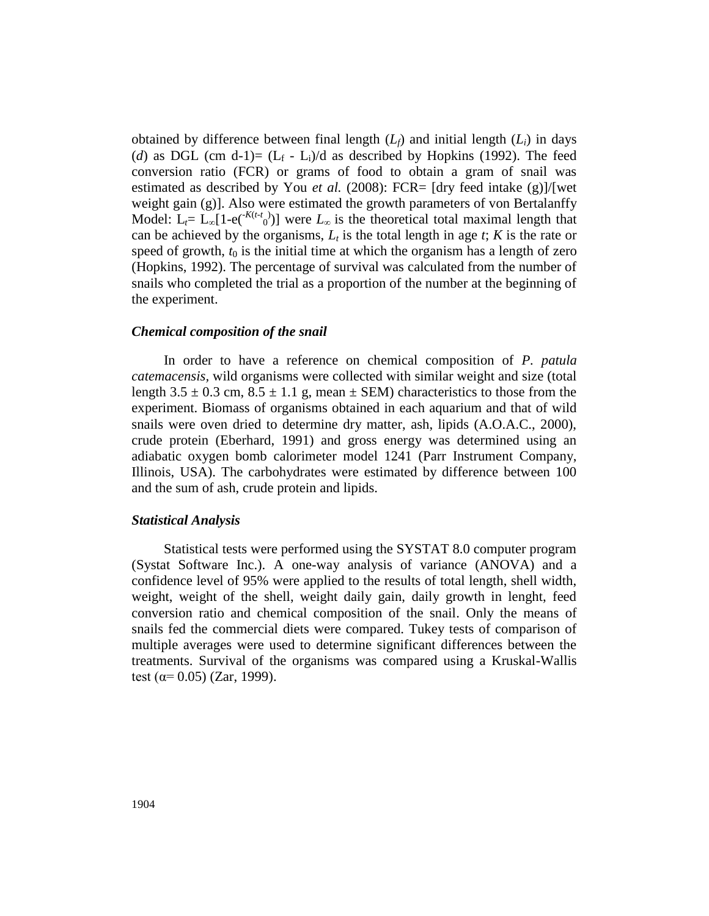obtained by difference between final length ($L_f$) and initial length ($L_i$) in days ($d$) as DGL (cm d-1)= ($L_f$ - $L_i$)/d as described by Hopkins (1992). The feed conversion ratio (FCR) or grams of food to obtain a gram of snail was estimated as described by You *et al.* (2008): FCR= [dry feed intake (g)]/[wet weight gain (g)]. Also were estimated the growth parameters of von Bertalanffy Model: $L_t= L_\infty[1-e^{(-K(t-t_0))}]$ were $L_\infty$ is the theoretical total maximal length that can be achieved by the organisms, $L_t$ is the total length in age $t$; $K$ is the rate or speed of growth, $t_0$ is the initial time at which the organism has a length of zero (Hopkins, 1992). The percentage of survival was calculated from the number of snails who completed the trial as a proportion of the number at the beginning of the experiment.

### *Chemical composition of the snail*

In order to have a reference on chemical composition of *P. patula catemacensis*, wild organisms were collected with similar weight and size (total length 3.5 ± 0.3 cm, 8.5 ± 1.1 g, mean ± SEM) characteristics to those from the experiment. Biomass of organisms obtained in each aquarium and that of wild snails were oven dried to determine dry matter, ash, lipids (A.O.A.C., 2000), crude protein (Eberhard, 1991) and gross energy was determined using an adiabatic oxygen bomb calorimeter model 1241 (Parr Instrument Company, Illinois, USA). The carbohydrates were estimated by difference between 100 and the sum of ash, crude protein and lipids.

### *Statistical Analysis*

Statistical tests were performed using the SYSTAT 8.0 computer program (Systat Software Inc.). A one-way analysis of variance (ANOVA) and a confidence level of 95% were applied to the results of total length, shell width, weight, weight of the shell, weight daily gain, daily growth in lenght, feed conversion ratio and chemical composition of the snail. Only the means of snails fed the commercial diets were compared. Tukey tests of comparison of multiple averages were used to determine significant differences between the treatments. Survival of the organisms was compared using a Kruskal-Wallis test ($\alpha$= 0.05) (Zar, 1999).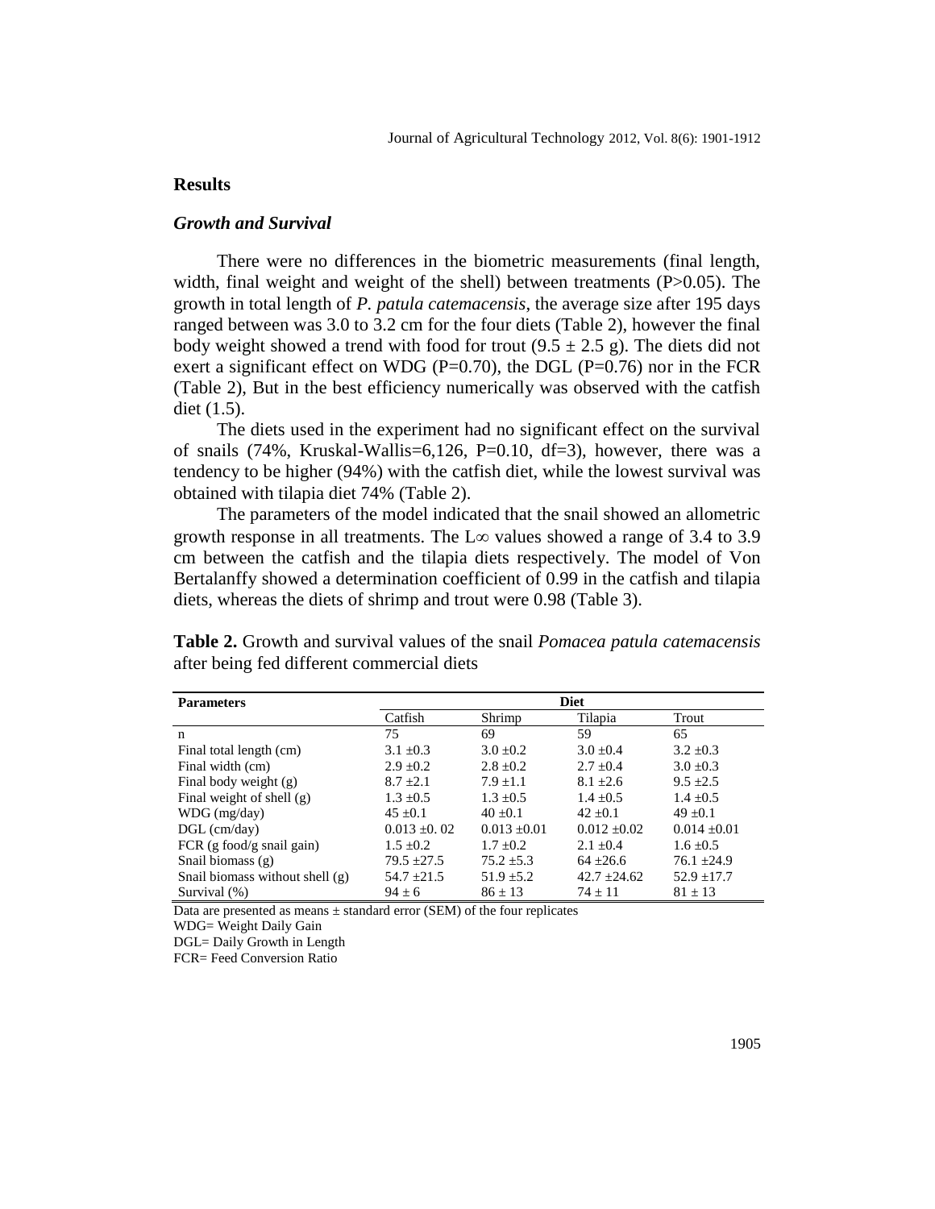## Results

### *Growth and Survival*

There were no differences in the biometric measurements (final length, width, final weight and weight of the shell) between treatments (P>0.05). The growth in total length of *P. patula catemacensis*, the average size after 195 days ranged between was 3.0 to 3.2 cm for the four diets (Table 2), however the final body weight showed a trend with food for trout (9.5 ± 2.5 g). The diets did not exert a significant effect on WDG (P=0.70), the DGL (P=0.76) nor in the FCR (Table 2), But in the best efficiency numerically was observed with the catfish diet (1.5).

The diets used in the experiment had no significant effect on the survival of snails (74%, Kruskal-Wallis=6,126, P=0.10, df=3), however, there was a tendency to be higher (94%) with the catfish diet, while the lowest survival was obtained with tilapia diet 74% (Table 2).

The parameters of the model indicated that the snail showed an allometric growth response in all treatments. The $L\infty$ values showed a range of 3.4 to 3.9 cm between the catfish and the tilapia diets respectively. The model of Von Bertalanffy showed a determination coefficient of 0.99 in the catfish and tilapia diets, whereas the diets of shrimp and trout were 0.98 (Table 3).

**Table 2.** Growth and survival values of the snail *Pomacea patula catemacensis* after being fed different commercial diets

| Parameters | Diet | | | |
|---|---|---|---|---|
| | Catfish | Shrimp | Tilapia | Trout |
| n | 75 | 69 | 59 | 65 |
| Final total length (cm) | 3.1 ±0.3 | 3.0 ±0.2 | 3.0 ±0.4 | 3.2 ±0.3 |
| Final width (cm) | 2.9 ±0.2 | 2.8 ±0.2 | 2.7 ±0.4 | 3.0 ±0.3 |
| Final body weight (g) | 8.7 ±2.1 | 7.9 ±1.1 | 8.1 ±2.6 | 9.5 ±2.5 |
| Final weight of shell (g) | 1.3 ±0.5 | 1.3 ±0.5 | 1.4 ±0.5 | 1.4 ±0.5 |
| WDG (mg/day) | 45 ±0.1 | 40 ±0.1 | 42 ±0.1 | 49 ±0.1 |
| DGL (cm/day) | 0.013 ±0. 02 | 0.013 ±0.01 | 0.012 ±0.02 | 0.014 ±0.01 |
| FCR (g food/g snail gain) | 1.5 ±0.2 | 1.7 ±0.2 | 2.1 ±0.4 | 1.6 ±0.5 |
| Snail biomass (g) | 79.5 ±27.5 | 75.2 ±5.3 | 64 ±26.6 | 76.1 ±24.9 |
| Snail biomass without shell (g) | 54.7 ±21.5 | 51.9 ±5.2 | 42.7 ±24.62 | 52.9 ±17.7 |
| Survival (%) | 94 ± 6 | 86 ± 13 | 74 ± 11 | 81 ± 13 |

Data are presented as means ± standard error (SEM) of the four replicates
WDG= Weight Daily Gain
DGL= Daily Growth in Length
FCR= Feed Conversion Ratio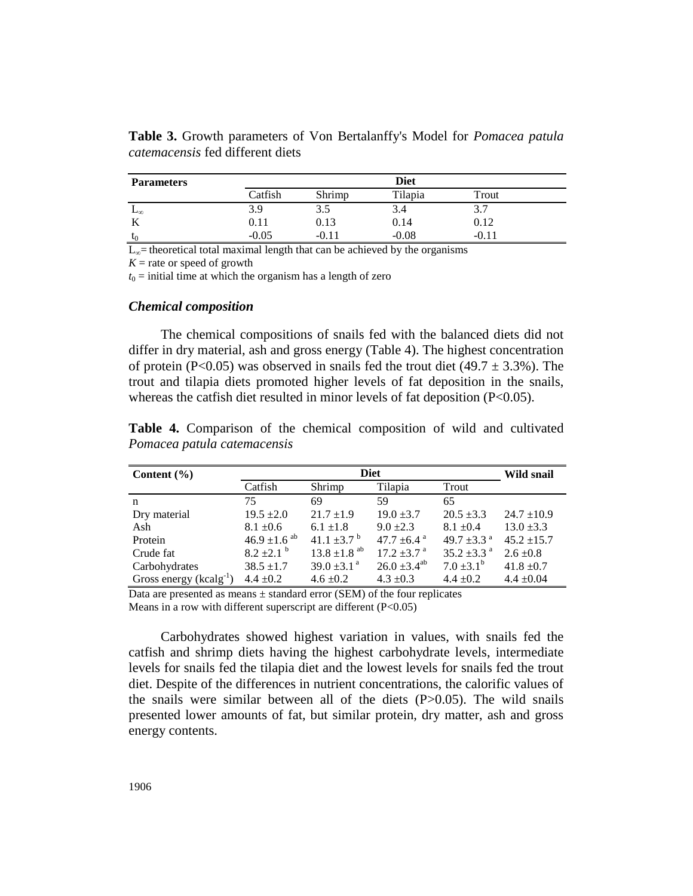**Table 3.** Growth parameters of Von Bertalanffy's Model for *Pomacea patula catemacensis* fed different diets

| Parameters | Diet | | | |
|---|---|---|---|---|
| | Catfish | Shrimp | Tilapia | Trout |
| $L_\infty$ | 3.9 | 3.5 | 3.4 | 3.7 |
| K | 0.11 | 0.13 | 0.14 | 0.12 |
| $t_0$ | -0.05 | -0.11 | -0.08 | -0.11 |

$L_\infty$ = theoretical total maximal length that can be achieved by the organisms

$K$ = rate or speed of growth

$t_0$ = initial time at which the organism has a length of zero

### *Chemical composition*

The chemical compositions of snails fed with the balanced diets did not differ in dry material, ash and gross energy (Table 4). The highest concentration of protein (P<0.05) was observed in snails fed the trout diet (49.7 ± 3.3%). The trout and tilapia diets promoted higher levels of fat deposition in the snails, whereas the catfish diet resulted in minor levels of fat deposition (P<0.05).

**Table 4.** Comparison of the chemical composition of wild and cultivated *Pomacea patula catemacensis*

| Content (%) | Diet | | | | Wild snail |
|---|---|---|---|---|---|
| | Catfish | Shrimp | Tilapia | Trout | |
| n | 75 | 69 | 59 | 65 | |
| Dry material | 19.5 ±2.0 | 21.7 ±1.9 | 19.0 ±3.7 | 20.5 ±3.3 | 24.7 ±10.9 |
| Ash | 8.1 ±0.6 | 6.1 ±1.8 | 9.0 ±2.3 | 8.1 ±0.4 | 13.0 ±3.3 |
| Protein | 46.9 ±1.6 $^{ab}$ | 41.1 ±3.7 $^{b}$ | 47.7 ±6.4 $^{a}$ | 49.7 ±3.3 $^{a}$ | 45.2 ±15.7 |
| Crude fat | 8.2 ±2.1 $^{b}$ | 13.8 ±1.8 $^{ab}$ | 17.2 ±3.7 $^{a}$ | 35.2 ±3.3 $^{a}$ | 2.6 ±0.8 |
| Carbohydrates | 38.5 ±1.7 | 39.0 ±3.1 $^{a}$ | 26.0 ±3.4$^{ab}$ | 7.0 ±3.1$^{b}$ | 41.8 ±0.7 |
| Gross energy (kcalg$^{-1}$) | 4.4 ±0.2 | 4.6 ±0.2 | 4.3 ±0.3 | 4.4 ±0.2 | 4.4 ±0.04 |

Data are presented as means ± standard error (SEM) of the four replicates

Means in a row with different superscript are different (P<0.05)

Carbohydrates showed highest variation in values, with snails fed the catfish and shrimp diets having the highest carbohydrate levels, intermediate levels for snails fed the tilapia diet and the lowest levels for snails fed the trout diet. Despite of the differences in nutrient concentrations, the calorific values of the snails were similar between all of the diets (P>0.05). The wild snails presented lower amounts of fat, but similar protein, dry matter, ash and gross energy contents.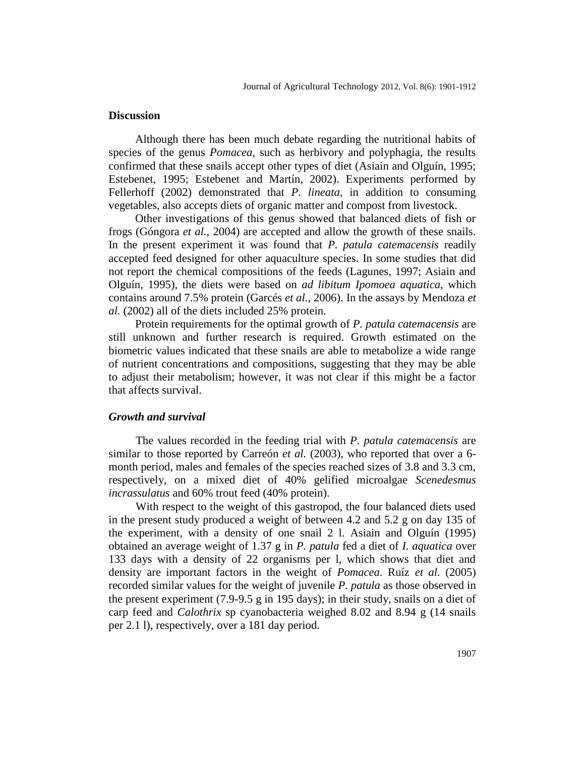## Discussion

Although there has been much debate regarding the nutritional habits of species of the genus *Pomacea*, such as herbivory and polyphagia, the results confirmed that these snails accept other types of diet (Asiain and Olguín, 1995; Estebenet, 1995; Estebenet and Martín, 2002). Experiments performed by Fellerhoff (2002) demonstrated that *P. lineata*, in addition to consuming vegetables, also accepts diets of organic matter and compost from livestock.

Other investigations of this genus showed that balanced diets of fish or frogs (Góngora *et al.*, 2004) are accepted and allow the growth of these snails. In the present experiment it was found that *P. patula catemacensis* readily accepted feed designed for other aquaculture species. In some studies that did not report the chemical compositions of the feeds (Lagunes, 1997; Asiain and Olguín, 1995), the diets were based on *ad libitum Ipomoea aquatica*, which contains around 7.5% protein (Garcés *et al.*, 2006). In the assays by Mendoza *et al.* (2002) all of the diets included 25% protein.

Protein requirements for the optimal growth of *P. patula catemacensis* are still unknown and further research is required. Growth estimated on the biometric values indicated that these snails are able to metabolize a wide range of nutrient concentrations and compositions, suggesting that they may be able to adjust their metabolism; however, it was not clear if this might be a factor that affects survival.

### *Growth and survival*

The values recorded in the feeding trial with *P. patula catemacensis* are similar to those reported by Carreón *et al.* (2003), who reported that over a 6-month period, males and females of the species reached sizes of 3.8 and 3.3 cm, respectively, on a mixed diet of 40% gelified microalgae *Scenedesmus incrassulatus* and 60% trout feed (40% protein).

With respect to the weight of this gastropod, the four balanced diets used in the present study produced a weight of between 4.2 and 5.2 g on day 135 of the experiment, with a density of one snail 2 l. Asiain and Olguín (1995) obtained an average weight of 1.37 g in *P. patula* fed a diet of *I. aquatica* over 133 days with a density of 22 organisms per l, which shows that diet and density are important factors in the weight of *Pomacea*. Ruíz *et al.* (2005) recorded similar values for the weight of juvenile *P. patula* as those observed in the present experiment (7.9-9.5 g in 195 days); in their study, snails on a diet of carp feed and *Calothrix* sp cyanobacteria weighed 8.02 and 8.94 g (14 snails per 2.1 l), respectively, over a 181 day period.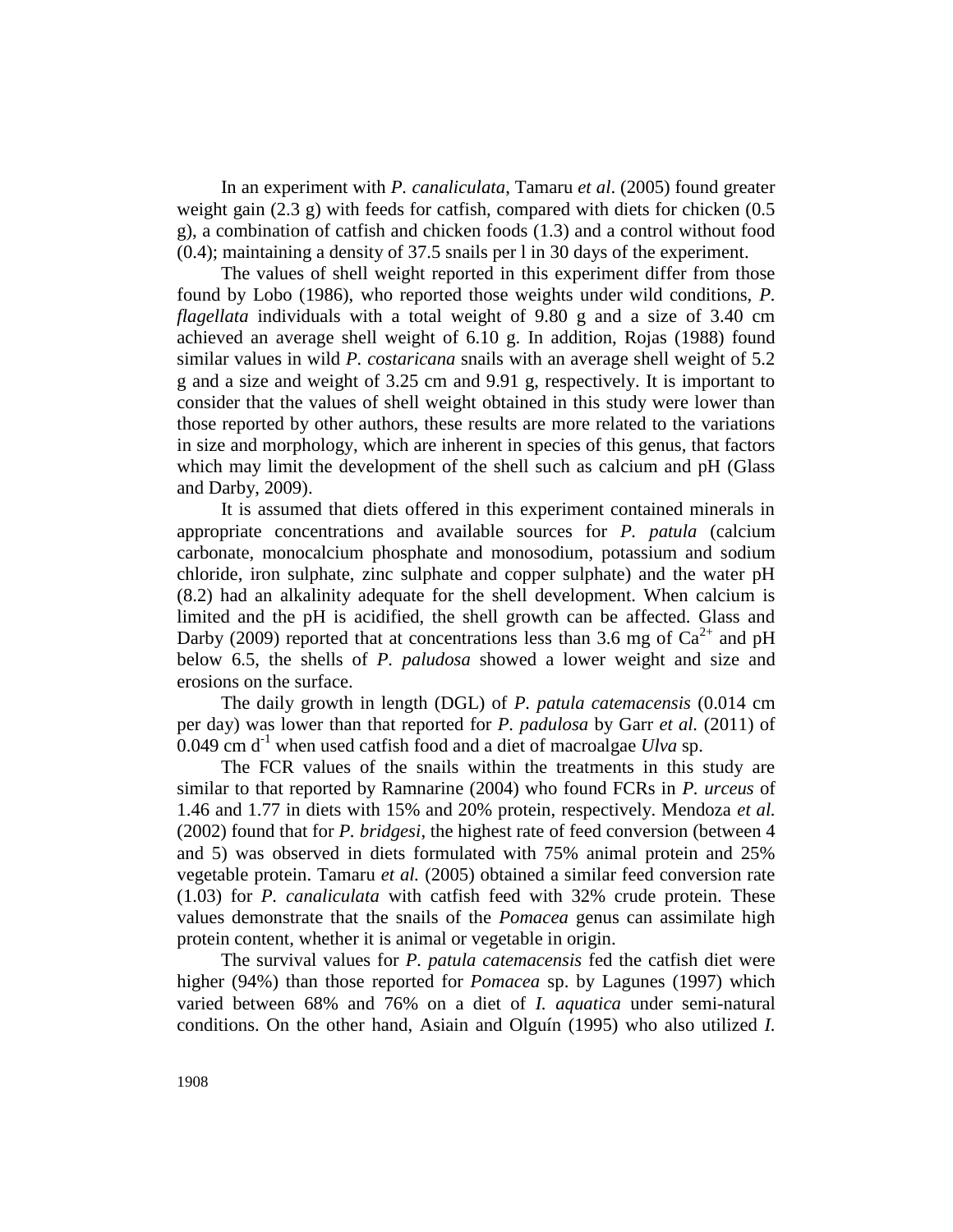In an experiment with *P. canaliculata*, Tamaru *et al*. (2005) found greater weight gain (2.3 g) with feeds for catfish, compared with diets for chicken (0.5 g), a combination of catfish and chicken foods (1.3) and a control without food (0.4); maintaining a density of 37.5 snails per l in 30 days of the experiment.

The values of shell weight reported in this experiment differ from those found by Lobo (1986), who reported those weights under wild conditions, *P. flagellata* individuals with a total weight of 9.80 g and a size of 3.40 cm achieved an average shell weight of 6.10 g. In addition, Rojas (1988) found similar values in wild *P. costaricana* snails with an average shell weight of 5.2 g and a size and weight of 3.25 cm and 9.91 g, respectively. It is important to consider that the values of shell weight obtained in this study were lower than those reported by other authors, these results are more related to the variations in size and morphology, which are inherent in species of this genus, that factors which may limit the development of the shell such as calcium and pH (Glass and Darby, 2009).

It is assumed that diets offered in this experiment contained minerals in appropriate concentrations and available sources for *P. patula* (calcium carbonate, monocalcium phosphate and monosodium, potassium and sodium chloride, iron sulphate, zinc sulphate and copper sulphate) and the water pH (8.2) had an alkalinity adequate for the shell development. When calcium is limited and the pH is acidified, the shell growth can be affected. Glass and Darby (2009) reported that at concentrations less than 3.6 mg of $Ca^{2+}$ and pH below 6.5, the shells of *P. paludosa* showed a lower weight and size and erosions on the surface.

The daily growth in length (DGL) of *P. patula catemacensis* (0.014 cm per day) was lower than that reported for *P. padulosa* by Garr *et al.* (2011) of 0.049 cm $d^{-1}$ when used catfish food and a diet of macroalgae *Ulva* sp.

The FCR values of the snails within the treatments in this study are similar to that reported by Ramnarine (2004) who found FCRs in *P. urceus* of 1.46 and 1.77 in diets with 15% and 20% protein, respectively. Mendoza *et al.* (2002) found that for *P. bridgesi*, the highest rate of feed conversion (between 4 and 5) was observed in diets formulated with 75% animal protein and 25% vegetable protein. Tamaru *et al.* (2005) obtained a similar feed conversion rate (1.03) for *P. canaliculata* with catfish feed with 32% crude protein. These values demonstrate that the snails of the *Pomacea* genus can assimilate high protein content, whether it is animal or vegetable in origin.

The survival values for *P. patula catemacensis* fed the catfish diet were higher (94%) than those reported for *Pomacea* sp. by Lagunes (1997) which varied between 68% and 76% on a diet of *I. aquatica* under semi-natural conditions. On the other hand, Asiain and Olguín (1995) who also utilized *I.*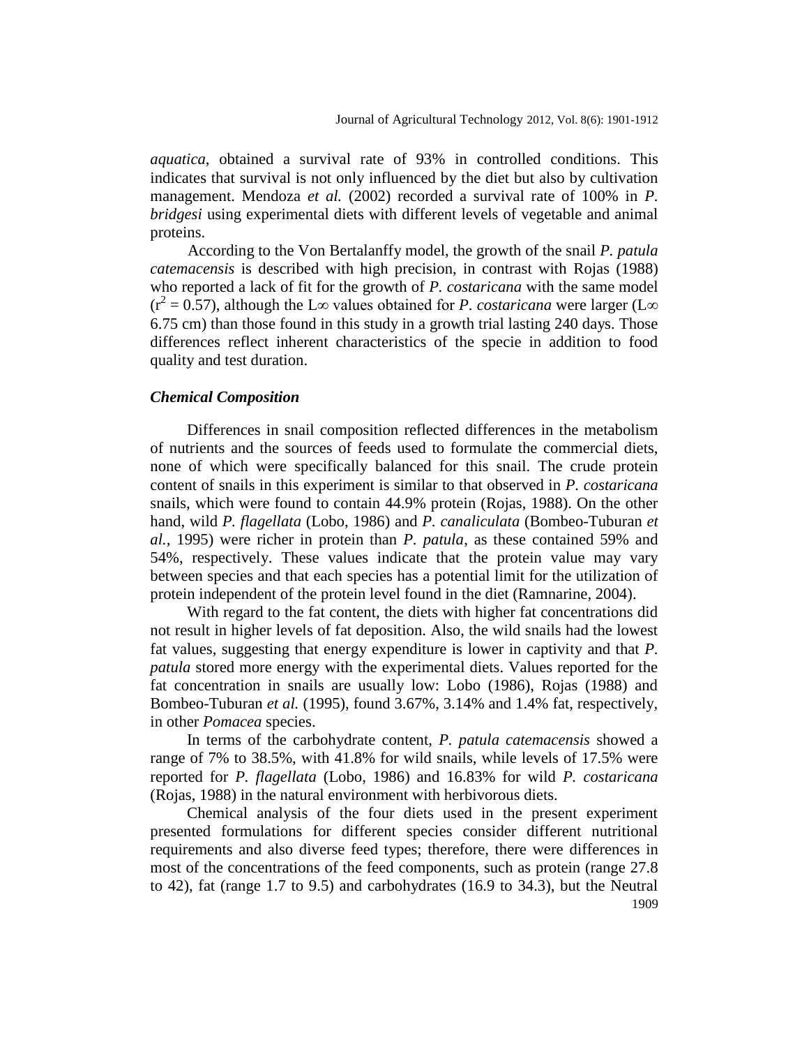*aquatica*, obtained a survival rate of 93% in controlled conditions. This indicates that survival is not only influenced by the diet but also by cultivation management. Mendoza *et al.* (2002) recorded a survival rate of 100% in *P. bridgesi* using experimental diets with different levels of vegetable and animal proteins.

According to the Von Bertalanffy model, the growth of the snail *P. patula catemacensis* is described with high precision, in contrast with Rojas (1988) who reported a lack of fit for the growth of *P. costaricana* with the same model ($r^2 = 0.57$), although the $L\infty$ values obtained for *P. costaricana* were larger ($L\infty$ 6.75 cm) than those found in this study in a growth trial lasting 240 days. Those differences reflect inherent characteristics of the specie in addition to food quality and test duration.

### *Chemical Composition*

Differences in snail composition reflected differences in the metabolism of nutrients and the sources of feeds used to formulate the commercial diets, none of which were specifically balanced for this snail. The crude protein content of snails in this experiment is similar to that observed in *P. costaricana* snails, which were found to contain 44.9% protein (Rojas, 1988). On the other hand, wild *P. flagellata* (Lobo, 1986) and *P. canaliculata* (Bombeo-Tuburan *et al.*, 1995) were richer in protein than *P. patula*, as these contained 59% and 54%, respectively. These values indicate that the protein value may vary between species and that each species has a potential limit for the utilization of protein independent of the protein level found in the diet (Ramnarine, 2004).

With regard to the fat content, the diets with higher fat concentrations did not result in higher levels of fat deposition. Also, the wild snails had the lowest fat values, suggesting that energy expenditure is lower in captivity and that *P. patula* stored more energy with the experimental diets. Values reported for the fat concentration in snails are usually low: Lobo (1986), Rojas (1988) and Bombeo-Tuburan *et al.* (1995), found 3.67%, 3.14% and 1.4% fat, respectively, in other *Pomacea* species.

In terms of the carbohydrate content, *P. patula catemacensis* showed a range of 7% to 38.5%, with 41.8% for wild snails, while levels of 17.5% were reported for *P. flagellata* (Lobo, 1986) and 16.83% for wild *P. costaricana* (Rojas, 1988) in the natural environment with herbivorous diets.

Chemical analysis of the four diets used in the present experiment presented formulations for different species consider different nutritional requirements and also diverse feed types; therefore, there were differences in most of the concentrations of the feed components, such as protein (range 27.8 to 42), fat (range 1.7 to 9.5) and carbohydrates (16.9 to 34.3), but the Neutral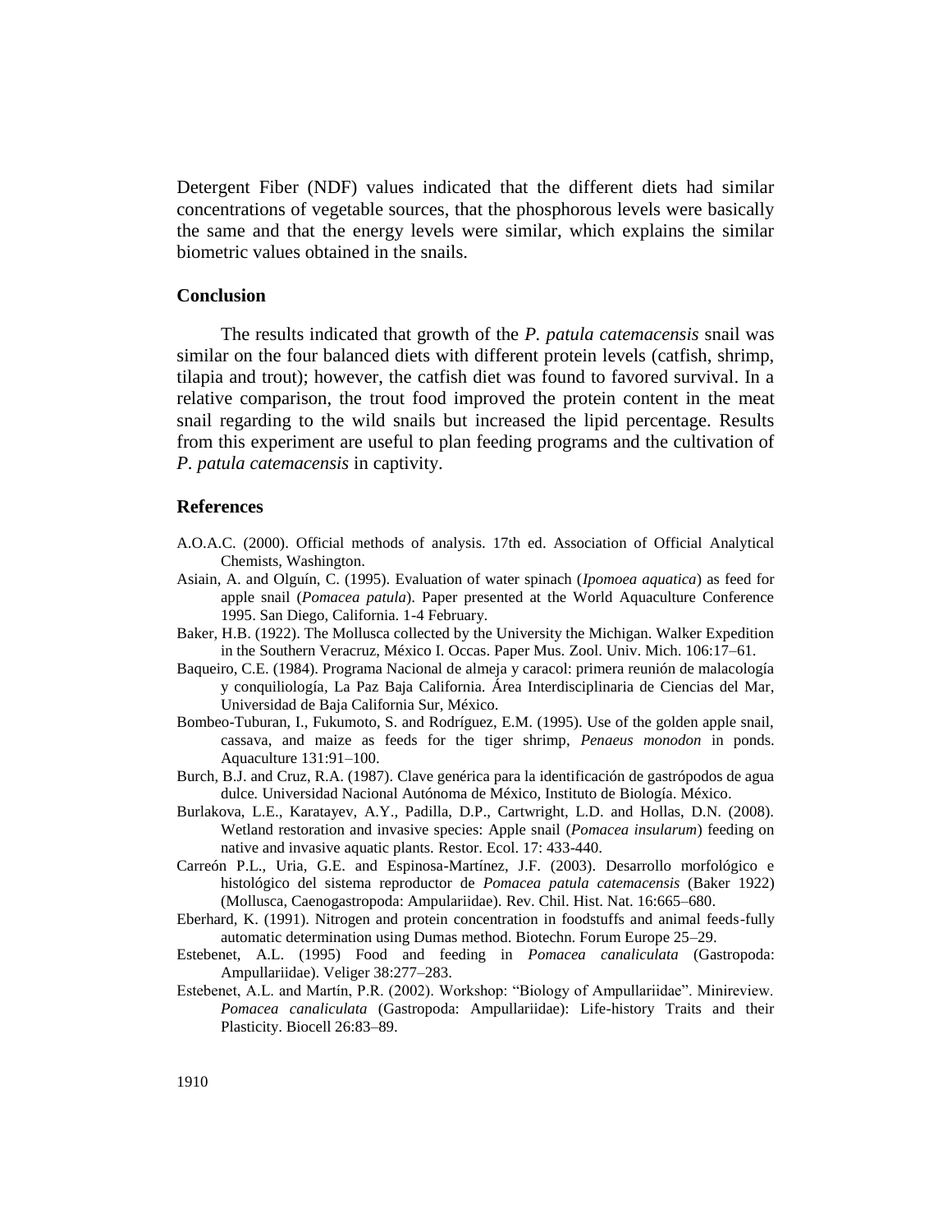Detergent Fiber (NDF) values indicated that the different diets had similar concentrations of vegetable sources, that the phosphorous levels were basically the same and that the energy levels were similar, which explains the similar biometric values obtained in the snails.

## Conclusion

The results indicated that growth of the *P. patula catemacensis* snail was similar on the four balanced diets with different protein levels (catfish, shrimp, tilapia and trout); however, the catfish diet was found to favored survival. In a relative comparison, the trout food improved the protein content in the meat snail regarding to the wild snails but increased the lipid percentage. Results from this experiment are useful to plan feeding programs and the cultivation of *P. patula catemacensis* in captivity.

## References

A.O.A.C. (2000). Official methods of analysis. 17th ed. Association of Official Analytical Chemists, Washington.

Asiain, A. and Olguín, C. (1995). Evaluation of water spinach (*Ipomoea aquatica*) as feed for apple snail (*Pomacea patula*). Paper presented at the World Aquaculture Conference 1995. San Diego, California. 1-4 February.

Baker, H.B. (1922). The Mollusca collected by the University the Michigan. Walker Expedition in the Southern Veracruz, México I. Occas. Paper Mus. Zool. Univ. Mich. 106:17–61.

Baqueiro, C.E. (1984). Programa Nacional de almeja y caracol: primera reunión de malacología y conquiliología, La Paz Baja California. Área Interdisciplinaria de Ciencias del Mar, Universidad de Baja California Sur, México.

Bombeo-Tuburan, I., Fukumoto, S. and Rodríguez, E.M. (1995). Use of the golden apple snail, cassava, and maize as feeds for the tiger shrimp, *Penaeus monodon* in ponds. Aquaculture 131:91–100.

Burch, B.J. and Cruz, R.A. (1987). Clave genérica para la identificación de gastrópodos de agua dulce. Universidad Nacional Autónoma de México, Instituto de Biología. México.

Burlakova, L.E., Karatayev, A.Y., Padilla, D.P., Cartwright, L.D. and Hollas, D.N. (2008). Wetland restoration and invasive species: Apple snail (*Pomacea insularum*) feeding on native and invasive aquatic plants. Restor. Ecol. 17: 433-440.

Carreón P.L., Uria, G.E. and Espinosa-Martínez, J.F. (2003). Desarrollo morfológico e histológico del sistema reproductor de *Pomacea patula catemacensis* (Baker 1922) (Mollusca, Caenogastropoda: Ampulariidae). Rev. Chil. Hist. Nat. 16:665–680.

Eberhard, K. (1991). Nitrogen and protein concentration in foodstuffs and animal feeds-fully automatic determination using Dumas method. Biotechn. Forum Europe 25–29.

Estebenet, A.L. (1995) Food and feeding in *Pomacea canaliculata* (Gastropoda: Ampullariidae). Veliger 38:277–283.

Estebenet, A.L. and Martín, P.R. (2002). Workshop: "Biology of Ampullariidae". Minireview. *Pomacea canaliculata* (Gastropoda: Ampullariidae): Life-history Traits and their Plasticity. Biocell 26:83–89.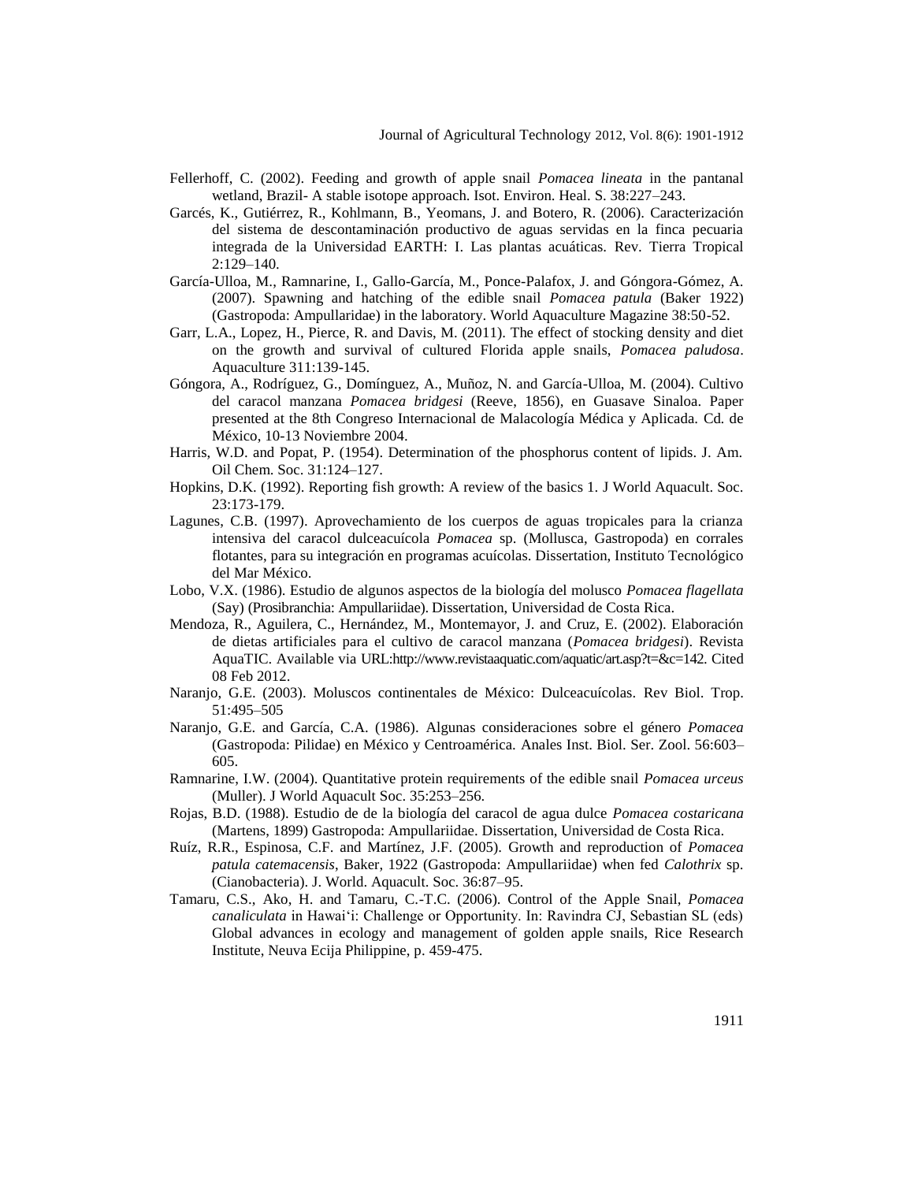Fellerhoff, C. (2002). Feeding and growth of apple snail *Pomacea lineata* in the pantanal wetland, Brazil- A stable isotope approach. Isot. Environ. Heal. S. 38:227–243.

Garcés, K., Gutiérrez, R., Kohlmann, B., Yeomans, J. and Botero, R. (2006). Caracterización del sistema de descontaminación productivo de aguas servidas en la finca pecuaria integrada de la Universidad EARTH: I. Las plantas acuáticas. Rev. Tierra Tropical 2:129–140.

García-Ulloa, M., Ramnarine, I., Gallo-García, M., Ponce-Palafox, J. and Góngora-Gómez, A. (2007). Spawning and hatching of the edible snail *Pomacea patula* (Baker 1922) (Gastropoda: Ampullaridae) in the laboratory. World Aquaculture Magazine 38:50-52.

Garr, L.A., Lopez, H., Pierce, R. and Davis, M. (2011). The effect of stocking density and diet on the growth and survival of cultured Florida apple snails, *Pomacea paludosa*. Aquaculture 311:139-145.

Góngora, A., Rodríguez, G., Domínguez, A., Muñoz, N. and García-Ulloa, M. (2004). Cultivo del caracol manzana *Pomacea bridgesi* (Reeve, 1856), en Guasave Sinaloa. Paper presented at the 8th Congreso Internacional de Malacología Médica y Aplicada. Cd. de México, 10-13 Noviembre 2004.

Harris, W.D. and Popat, P. (1954). Determination of the phosphorus content of lipids. J. Am. Oil Chem. Soc. 31:124–127.

Hopkins, D.K. (1992). Reporting fish growth: A review of the basics 1. J World Aquacult. Soc. 23:173-179.

Lagunes, C.B. (1997). Aprovechamiento de los cuerpos de aguas tropicales para la crianza intensiva del caracol dulceacuícola *Pomacea* sp. (Mollusca, Gastropoda) en corrales flotantes, para su integración en programas acuícolas. Dissertation, Instituto Tecnológico del Mar México.

Lobo, V.X. (1986). Estudio de algunos aspectos de la biología del molusco *Pomacea flagellata* (Say) (Prosibranchia: Ampullariidae). Dissertation, Universidad de Costa Rica.

Mendoza, R., Aguilera, C., Hernández, M., Montemayor, J. and Cruz, E. (2002). Elaboración de dietas artificiales para el cultivo de caracol manzana (*Pomacea bridgesi*). Revista AquaTIC. Available via URL:http://www.revistaaquatic.com/aquatic/art.asp?t=&c=142. Cited 08 Feb 2012.

Naranjo, G.E. (2003). Moluscos continentales de México: Dulceacuícolas. Rev Biol. Trop. 51:495–505

Naranjo, G.E. and García, C.A. (1986). Algunas consideraciones sobre el género *Pomacea* (Gastropoda: Pilidae) en México y Centroamérica. Anales Inst. Biol. Ser. Zool. 56:603–605.

Ramnarine, I.W. (2004). Quantitative protein requirements of the edible snail *Pomacea urceus* (Muller). J World Aquacult Soc. 35:253–256.

Rojas, B.D. (1988). Estudio de de la biología del caracol de agua dulce *Pomacea costaricana* (Martens, 1899) Gastropoda: Ampullariidae. Dissertation, Universidad de Costa Rica.

Ruíz, R.R., Espinosa, C.F. and Martínez, J.F. (2005). Growth and reproduction of *Pomacea patula catemacensis*, Baker, 1922 (Gastropoda: Ampullariidae) when fed *Calothrix* sp. (Cianobacteria). J. World. Aquacult. Soc. 36:87–95.

Tamaru, C.S., Ako, H. and Tamaru, C.-T.C. (2006). Control of the Apple Snail, *Pomacea canaliculata* in Hawai'i: Challenge or Opportunity. In: Ravindra CJ, Sebastian SL (eds) Global advances in ecology and management of golden apple snails, Rice Research Institute, Neuva Ecija Philippine, p. 459-475.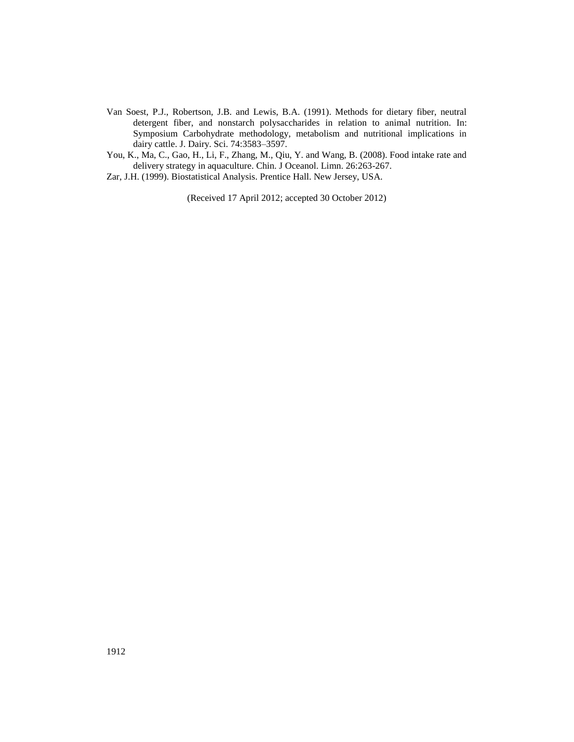Van Soest, P.J., Robertson, J.B. and Lewis, B.A. (1991). Methods for dietary fiber, neutral detergent fiber, and nonstarch polysaccharides in relation to animal nutrition. In: Symposium Carbohydrate methodology, metabolism and nutritional implications in dairy cattle. J. Dairy. Sci. 74:3583–3597.

You, K., Ma, C., Gao, H., Li, F., Zhang, M., Qiu, Y. and Wang, B. (2008). Food intake rate and delivery strategy in aquaculture. Chin. J Oceanol. Limn. 26:263-267.

Zar, J.H. (1999). Biostatistical Analysis. Prentice Hall. New Jersey, USA.

(Received 17 April 2012; accepted 30 October 2012)